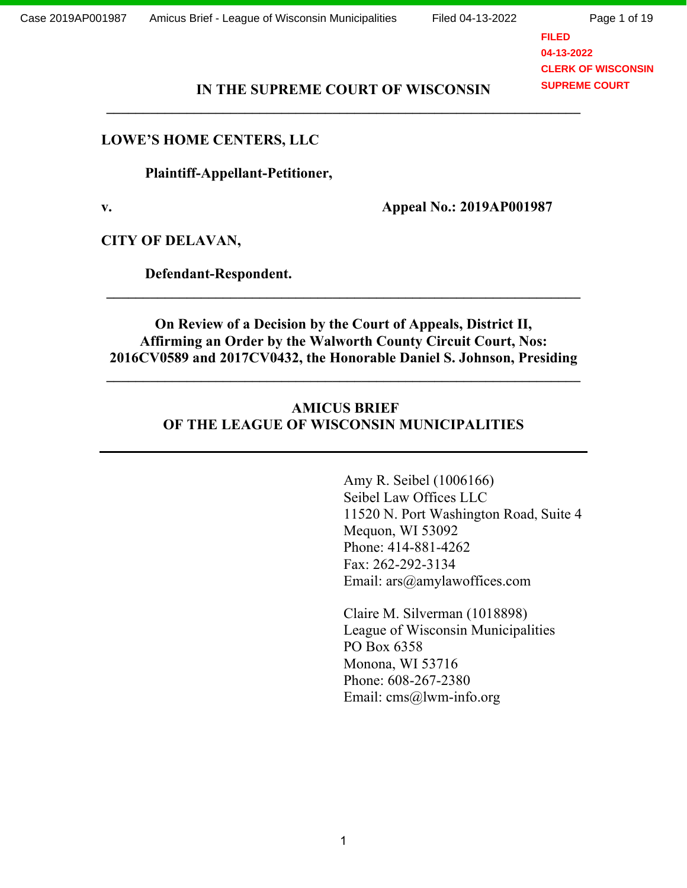FILED
04-13-2022
CLERK OF WISCONSIN
SUPREME COURT

# IN THE SUPREME COURT OF WISCONSIN

---

**LOWE'S HOME CENTERS, LLC**

**Plaintiff-Appellant-Petitioner,**

**v.** **Appeal No.: 2019AP001987**

**CITY OF DELAVAN,**

**Defendant-Respondent.**

---

**On Review of a Decision by the Court of Appeals, District II, Affirming an Order by the Walworth County Circuit Court, Nos: 2016CV0589 and 2017CV0432, the Honorable Daniel S. Johnson, Presiding**

---

## AMICUS BRIEF OF THE LEAGUE OF WISCONSIN MUNICIPALITIES

---

Amy R. Seibel (1006166)
Seibel Law Offices LLC
11520 N. Port Washington Road, Suite 4
Mequon, WI 53092
Phone: 414-881-4262
Fax: 262-292-3134
Email: ars@amylawoffices.com

Claire M. Silverman (1018898)
League of Wisconsin Municipalities
PO Box 6358
Monona, WI 53716
Phone: 608-267-2380
Email: cms@lwm-info.org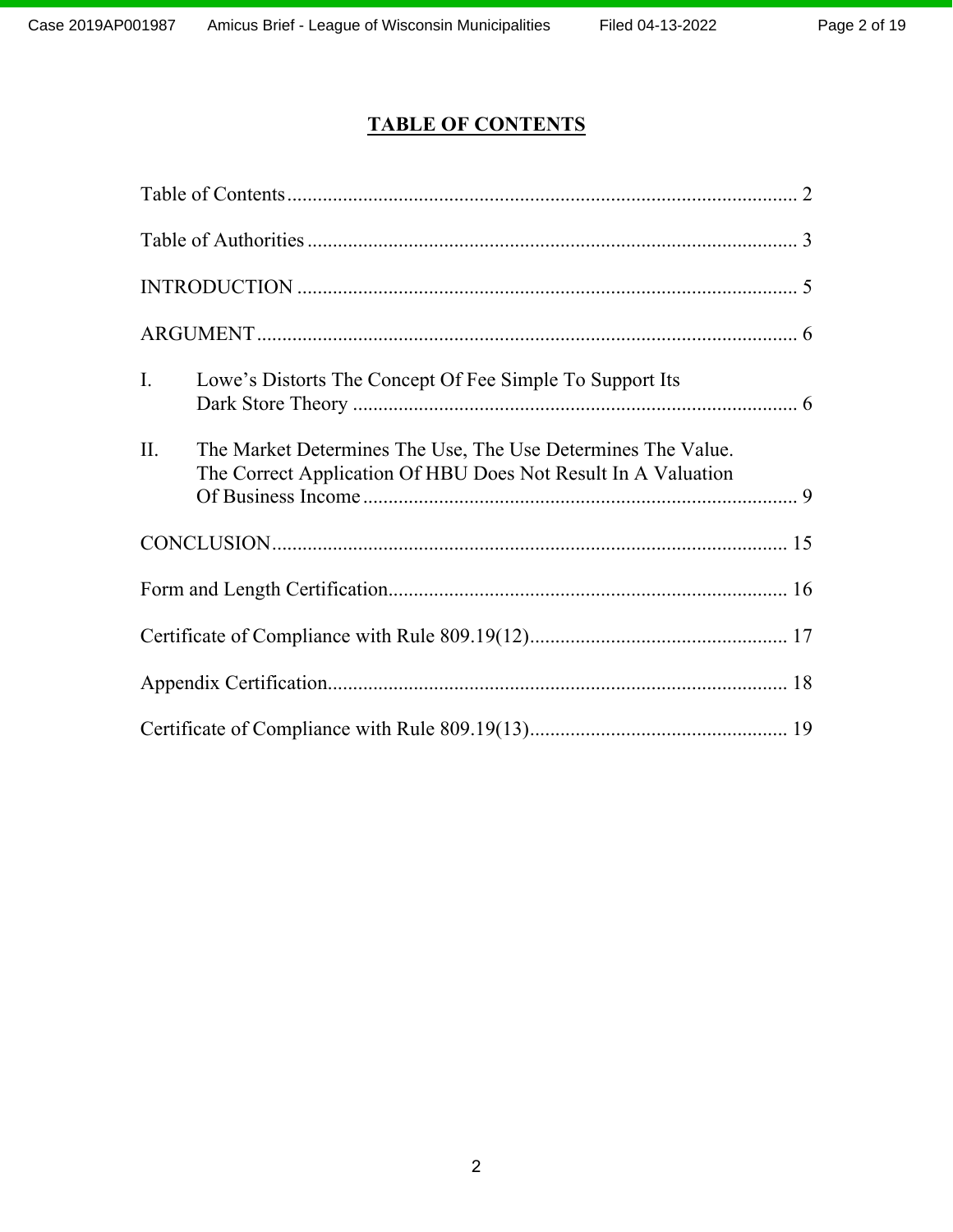# TABLE OF CONTENTS

Table of Contents .................................................................................................... 2

Table of Authorities ................................................................................................ 3

INTRODUCTION .................................................................................................. 5

ARGUMENT .......................................................................................................... 6

I. Lowe's Distorts The Concept Of Fee Simple To Support Its Dark Store Theory ........................................................................................ 6

II. The Market Determines The Use, The Use Determines The Value. The Correct Application Of HBU Does Not Result In A Valuation Of Business Income ...................................................................................... 9

CONCLUSION ...................................................................................................... 15

Form and Length Certification ............................................................................... 16

Certificate of Compliance with Rule 809.19(12) ................................................... 17

Appendix Certification ........................................................................................... 18

Certificate of Compliance with Rule 809.19(13) ................................................... 19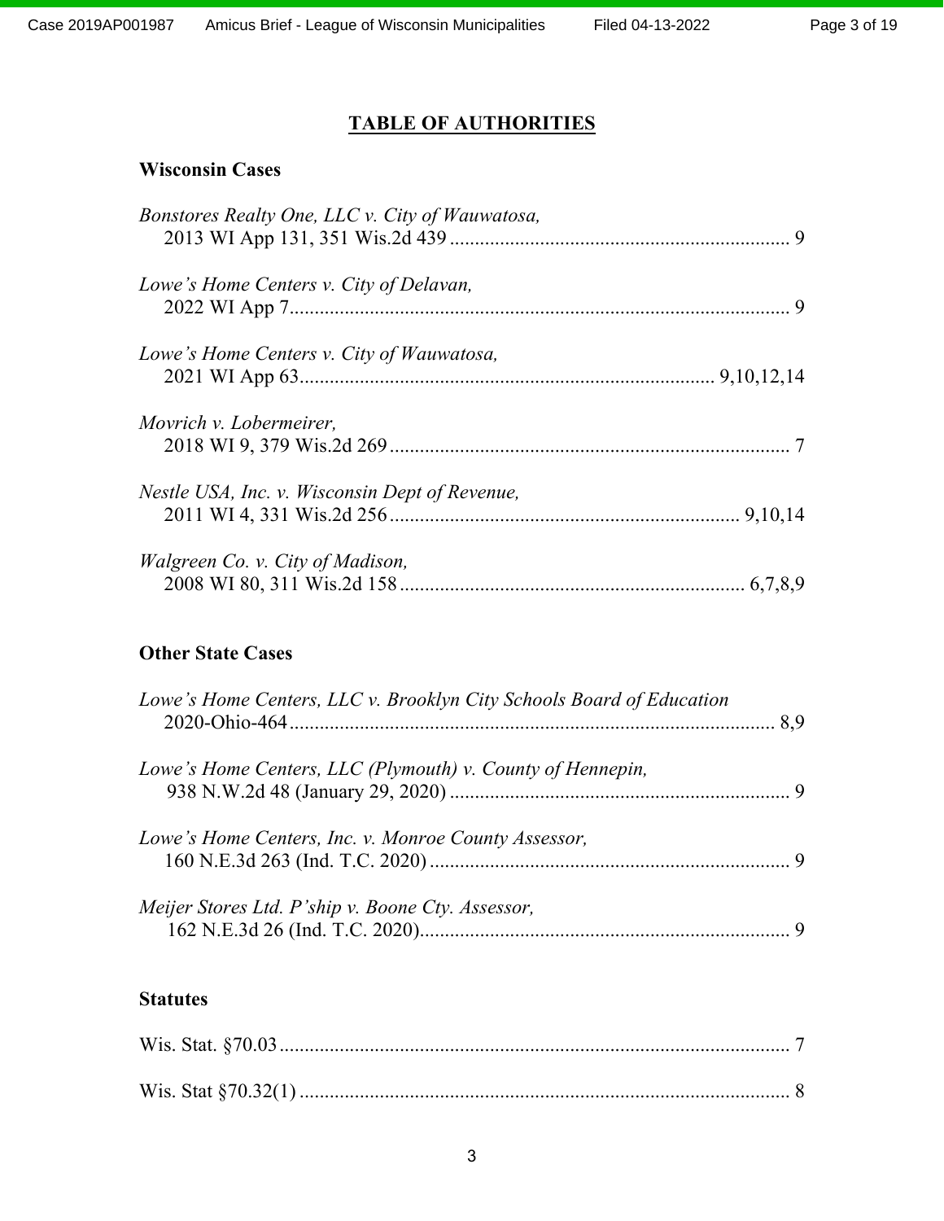## TABLE OF AUTHORITIES

### Wisconsin Cases

*Bonstores Realty One, LLC v. City of Wauwatosa,*
2013 WI App 131, 351 Wis.2d 439 .................................................................... 9

*Lowe's Home Centers v. City of Delavan,*
2022 WI App 7.................................................................................................... 9

*Lowe's Home Centers v. City of Wauwatosa,*
2021 WI App 63.................................................................................. 9,10,12,14

*Movrich v. Lobermeirer,*
2018 WI 9, 379 Wis.2d 269 ................................................................................ 7

*Nestle USA, Inc. v. Wisconsin Dept of Revenue,*
2011 WI 4, 331 Wis.2d 256 ..................................................................... 9,10,14

*Walgreen Co. v. City of Madison,*
2008 WI 80, 311 Wis.2d 158 .................................................................... 6,7,8,9

### Other State Cases

*Lowe's Home Centers, LLC v. Brooklyn City Schools Board of Education*
2020-Ohio-464.................................................................................................. 8,9

*Lowe's Home Centers, LLC (Plymouth) v. County of Hennepin,*
938 N.W.2d 48 (January 29, 2020) .................................................................... 9

*Lowe's Home Centers, Inc. v. Monroe County Assessor,*
160 N.E.3d 263 (Ind. T.C. 2020) ........................................................................ 9

*Meijer Stores Ltd. P'ship v. Boone Cty. Assessor,*
162 N.E.3d 26 (Ind. T.C. 2020).......................................................................... 9

### Statutes

Wis. Stat. §70.03...................................................................................................... 7

Wis. Stat §70.32(1) .................................................................................................. 8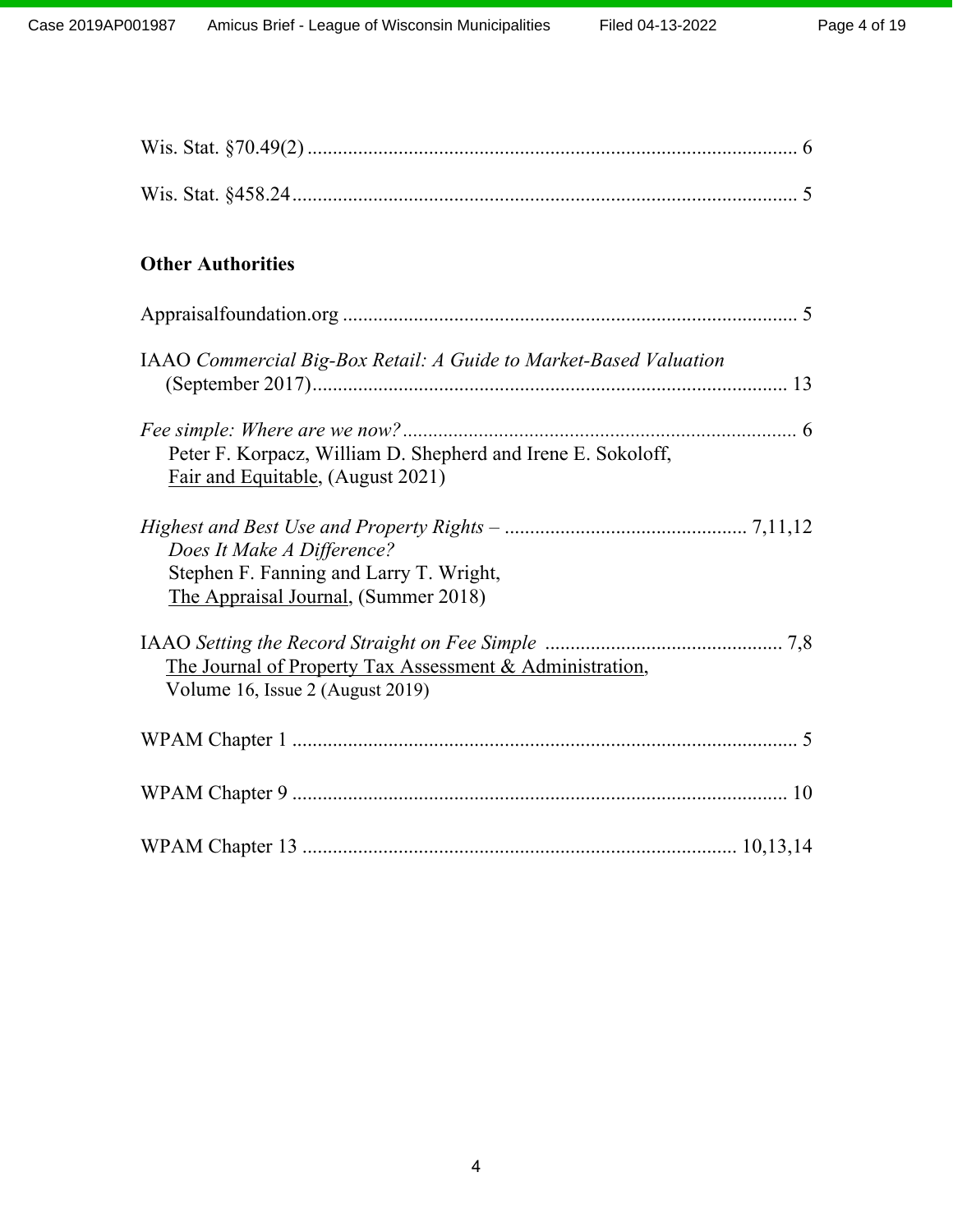Wis. Stat. §70.49(2) ................................................................................................ 6

Wis. Stat. §458.24.................................................................................................... 5

**Other Authorities**

Appraisalfoundation.org .......................................................................................... 5

IAAO *Commercial Big-Box Retail: A Guide to Market-Based Valuation* (September 2017).............................................................................................. 13

*Fee simple: Where are we now?*............................................................................. 6
Peter F. Korpacz, William D. Shepherd and Irene E. Sokoloff,
Fair and Equitable, (August 2021)

*Highest and Best Use and Property Rights – Does It Make A Difference?* ............................................... 7,11,12
Stephen F. Fanning and Larry T. Wright,
The Appraisal Journal, (Summer 2018)

IAAO *Setting the Record Straight on Fee Simple* ............................................... 7,8
The Journal of Property Tax Assessment & Administration,
Volume 16, Issue 2 (August 2019)

WPAM Chapter 1 .................................................................................................... 5

WPAM Chapter 9 .................................................................................................. 10

WPAM Chapter 13 ..................................................................................... 10,13,14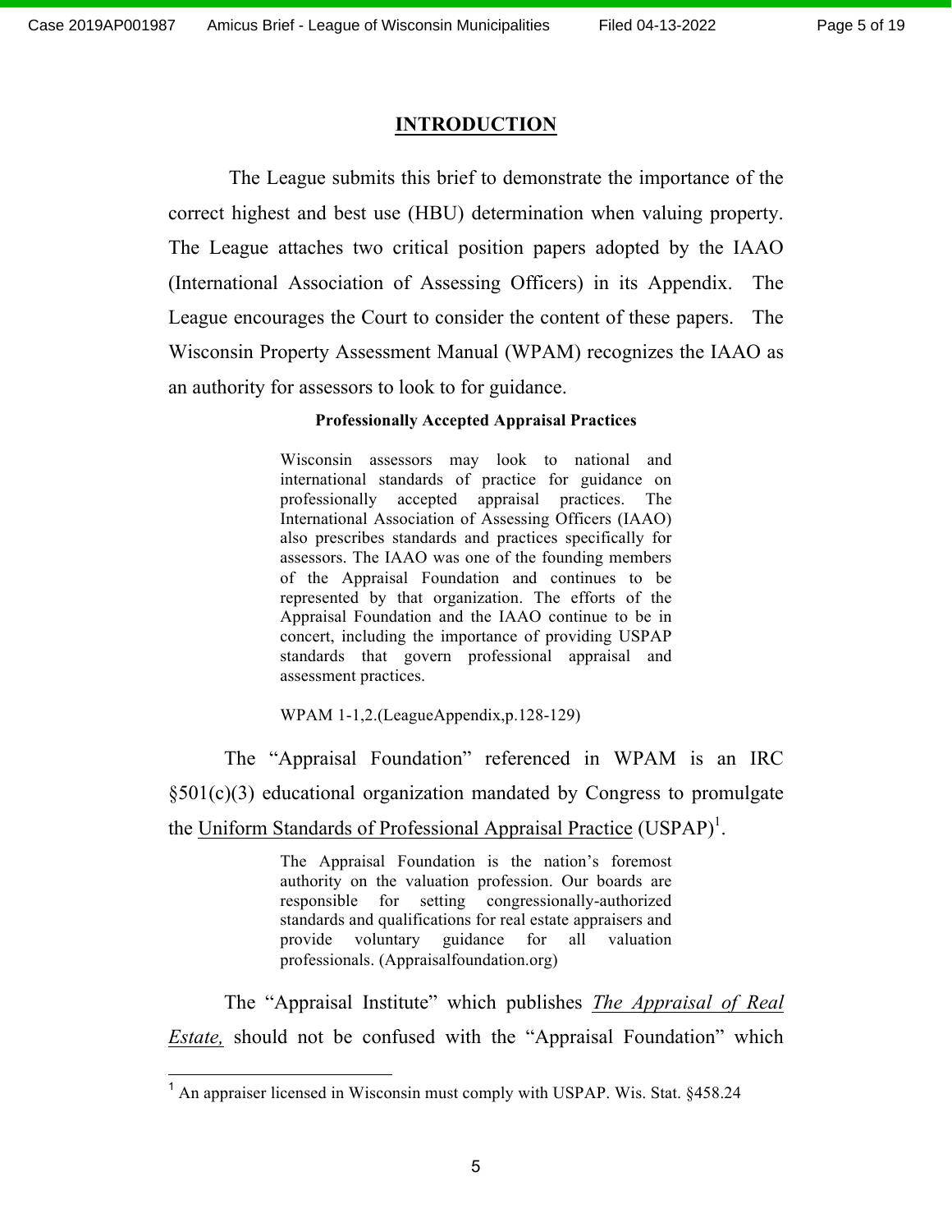# INTRODUCTION

The League submits this brief to demonstrate the importance of the correct highest and best use (HBU) determination when valuing property. The League attaches two critical position papers adopted by the IAAO (International Association of Assessing Officers) in its Appendix. The League encourages the Court to consider the content of these papers. The Wisconsin Property Assessment Manual (WPAM) recognizes the IAAO as an authority for assessors to look to for guidance.

> **Professionally Accepted Appraisal Practices**
>
> Wisconsin assessors may look to national and international standards of practice for guidance on professionally accepted appraisal practices. The International Association of Assessing Officers (IAAO) also prescribes standards and practices specifically for assessors. The IAAO was one of the founding members of the Appraisal Foundation and continues to be represented by that organization. The efforts of the Appraisal Foundation and the IAAO continue to be in concert, including the importance of providing USPAP standards that govern professional appraisal and assessment practices.
>
> WPAM 1-1,2.(LeagueAppendix,p.128-129)

The "Appraisal Foundation" referenced in WPAM is an IRC §501(c)(3) educational organization mandated by Congress to promulgate the <u>Uniform Standards of Professional Appraisal Practice</u> (USPAP)[1].

> The Appraisal Foundation is the nation's foremost authority on the valuation profession. Our boards are responsible for setting congressionally-authorized standards and qualifications for real estate appraisers and provide voluntary guidance for all valuation professionals. (Appraisalfoundation.org)

The "Appraisal Institute" which publishes ***The Appraisal of Real Estate,*** should not be confused with the "Appraisal Foundation" which

---

[1] An appraiser licensed in Wisconsin must comply with USPAP. Wis. Stat. §458.24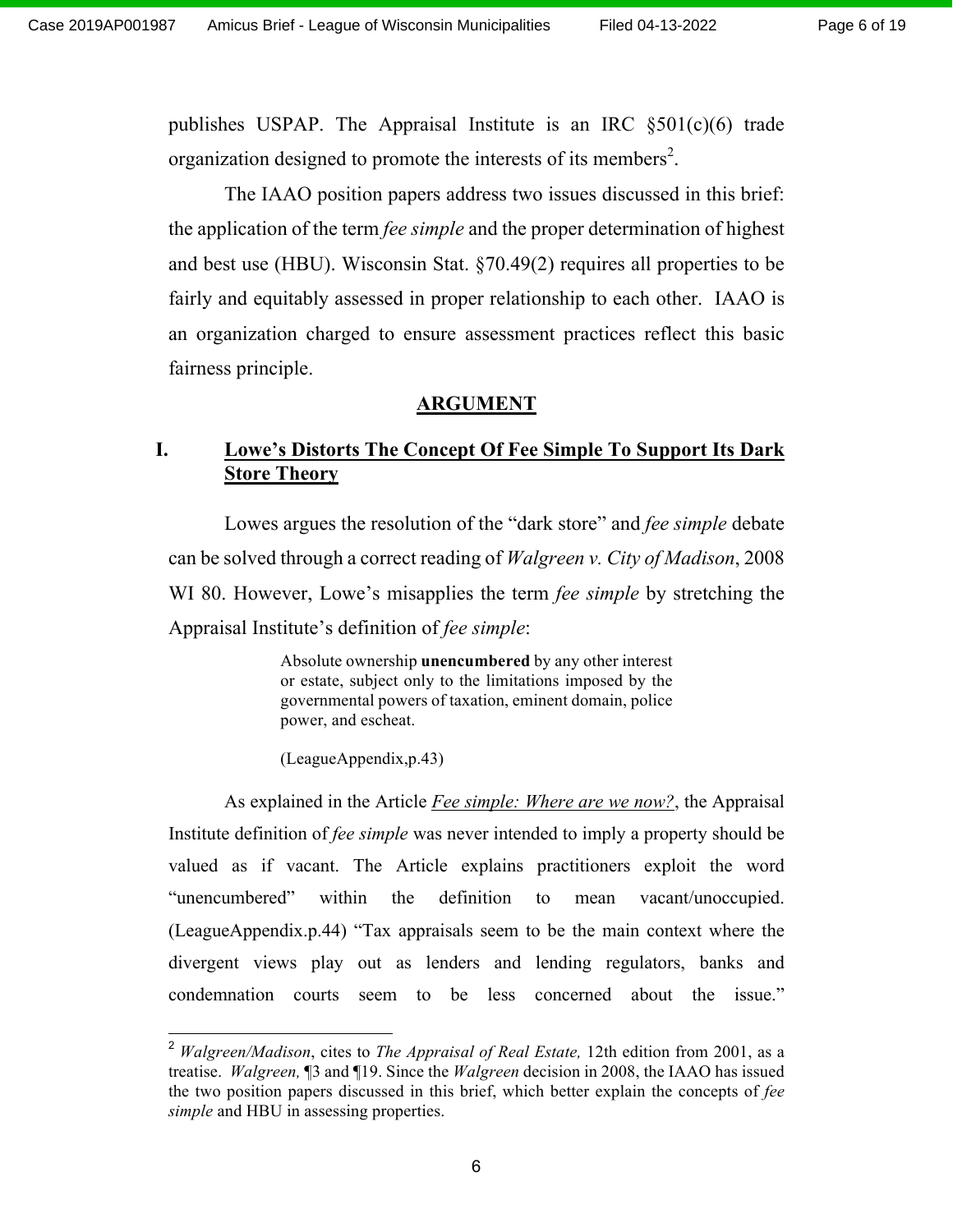publishes USPAP. The Appraisal Institute is an IRC §501(c)(6) trade organization designed to promote the interests of its members[2].

The IAAO position papers address two issues discussed in this brief: the application of the term *fee simple* and the proper determination of highest and best use (HBU). Wisconsin Stat. §70.49(2) requires all properties to be fairly and equitably assessed in proper relationship to each other. IAAO is an organization charged to ensure assessment practices reflect this basic fairness principle.

## ARGUMENT

### I. Lowe's Distorts The Concept Of Fee Simple To Support Its Dark Store Theory

Lowes argues the resolution of the "dark store" and *fee simple* debate can be solved through a correct reading of *Walgreen v. City of Madison*, 2008 WI 80. However, Lowe's misapplies the term *fee simple* by stretching the Appraisal Institute's definition of *fee simple*:

> Absolute ownership **unencumbered** by any other interest or estate, subject only to the limitations imposed by the governmental powers of taxation, eminent domain, police power, and escheat.
>
> (LeagueAppendix,p.43)

As explained in the Article *Fee simple: Where are we now?*, the Appraisal Institute definition of *fee simple* was never intended to imply a property should be valued as if vacant. The Article explains practitioners exploit the word "unencumbered" within the definition to mean vacant/unoccupied. (LeagueAppendix.p.44) "Tax appraisals seem to be the main context where the divergent views play out as lenders and lending regulators, banks and condemnation courts seem to be less concerned about the issue."

---

[2] *Walgreen/Madison*, cites to *The Appraisal of Real Estate,* 12th edition from 2001, as a treatise. *Walgreen,* ¶3 and ¶19. Since the *Walgreen* decision in 2008, the IAAO has issued the two position papers discussed in this brief, which better explain the concepts of *fee simple* and HBU in assessing properties.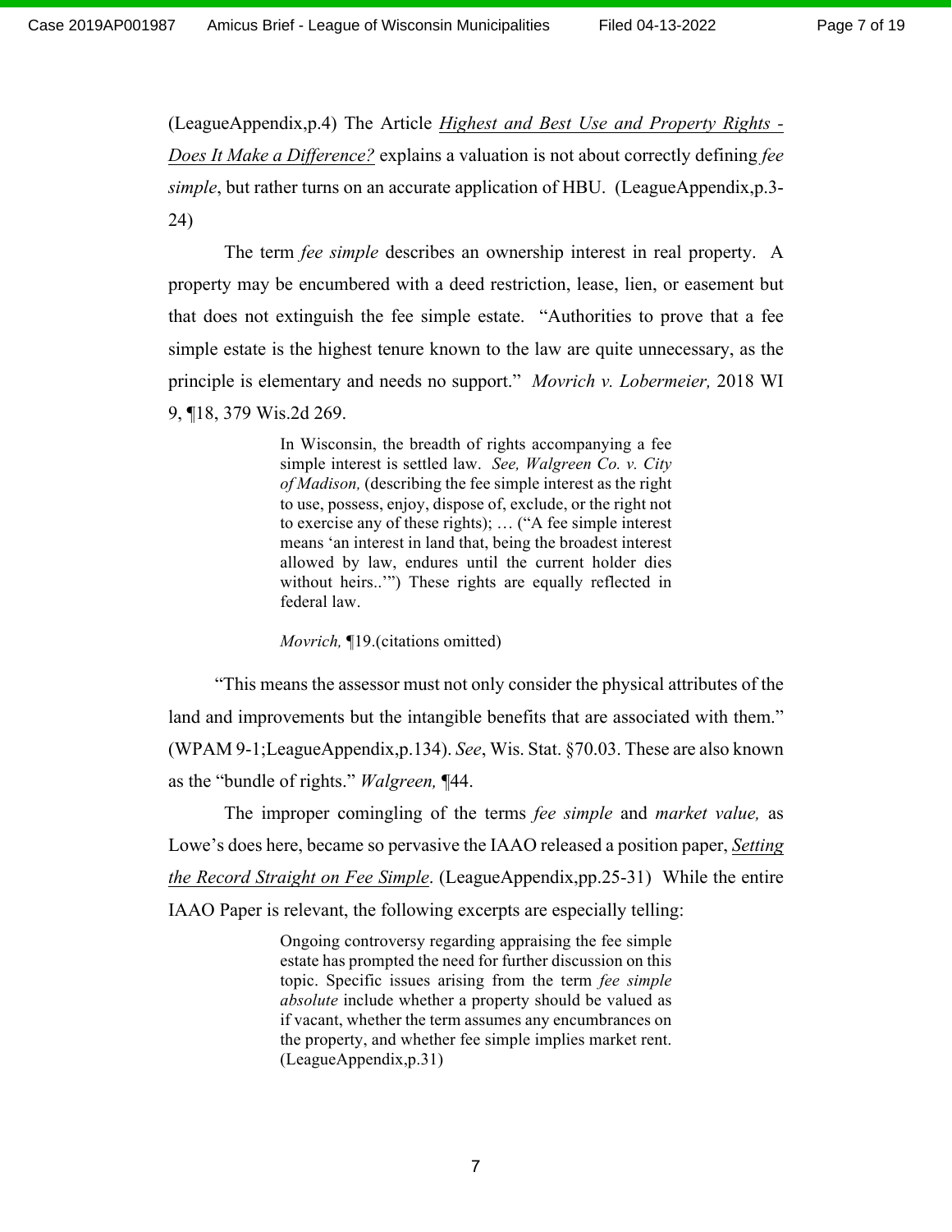(LeagueAppendix,p.4) The Article *Highest and Best Use and Property Rights - Does It Make a Difference?* explains a valuation is not about correctly defining *fee simple*, but rather turns on an accurate application of HBU. (LeagueAppendix,p.3-24)

The term *fee simple* describes an ownership interest in real property. A property may be encumbered with a deed restriction, lease, lien, or easement but that does not extinguish the fee simple estate. "Authorities to prove that a fee simple estate is the highest tenure known to the law are quite unnecessary, as the principle is elementary and needs no support." *Movrich v. Lobermeier,* 2018 WI 9, ¶18, 379 Wis.2d 269.

> In Wisconsin, the breadth of rights accompanying a fee simple interest is settled law. *See, Walgreen Co. v. City of Madison,* (describing the fee simple interest as the right to use, possess, enjoy, dispose of, exclude, or the right not to exercise any of these rights); … ("A fee simple interest means 'an interest in land that, being the broadest interest allowed by law, endures until the current holder dies without heirs..'") These rights are equally reflected in federal law.
>
> *Movrich,* ¶19.(citations omitted)

"This means the assessor must not only consider the physical attributes of the land and improvements but the intangible benefits that are associated with them." (WPAM 9-1;LeagueAppendix,p.134). *See*, Wis. Stat. §70.03. These are also known as the "bundle of rights." *Walgreen,* ¶44.

The improper comingling of the terms *fee simple* and *market value,* as Lowe's does here, became so pervasive the IAAO released a position paper, *Setting the Record Straight on Fee Simple*. (LeagueAppendix,pp.25-31) While the entire IAAO Paper is relevant, the following excerpts are especially telling:

> Ongoing controversy regarding appraising the fee simple estate has prompted the need for further discussion on this topic. Specific issues arising from the term *fee simple absolute* include whether a property should be valued as if vacant, whether the term assumes any encumbrances on the property, and whether fee simple implies market rent. (LeagueAppendix,p.31)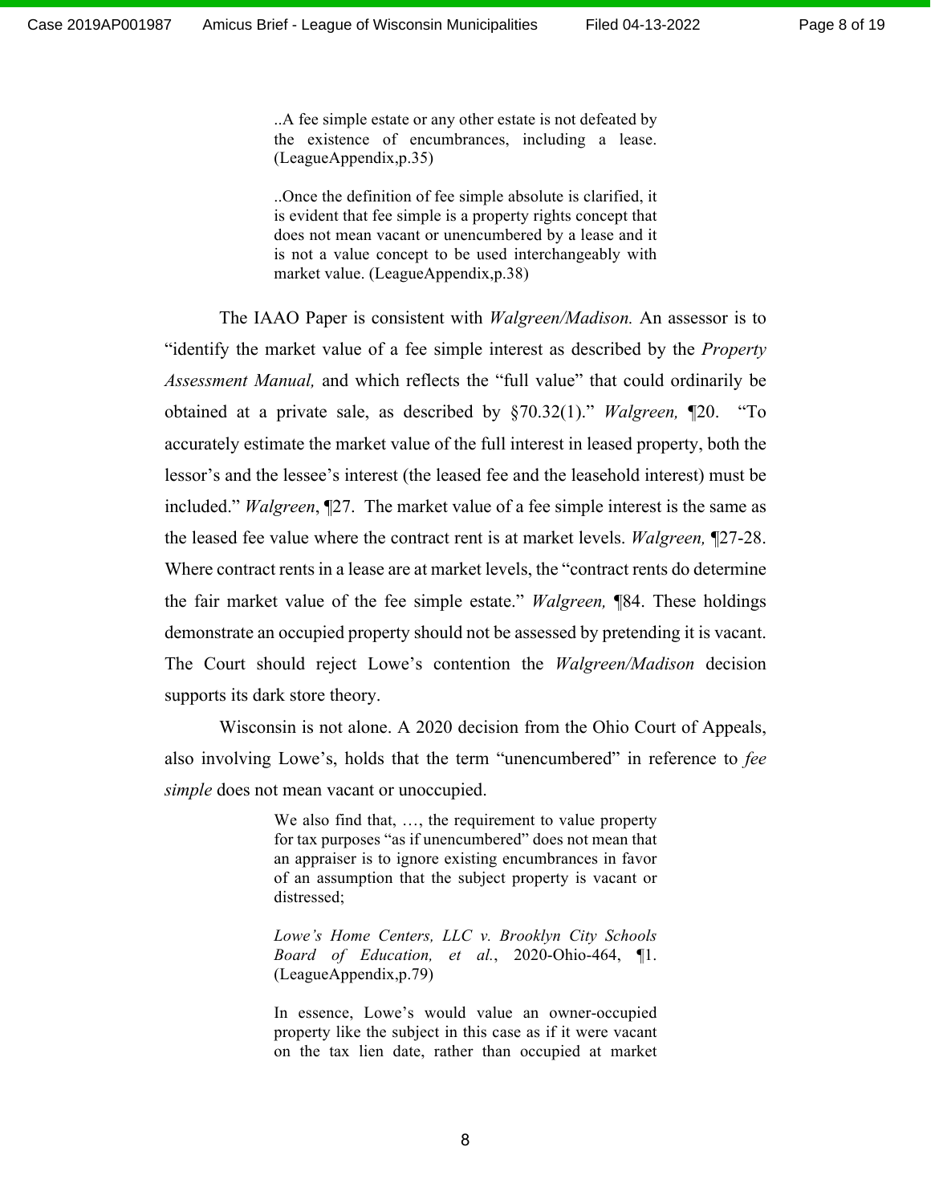> ..A fee simple estate or any other estate is not defeated by the existence of encumbrances, including a lease. (LeagueAppendix,p.35)
>
> ..Once the definition of fee simple absolute is clarified, it is evident that fee simple is a property rights concept that does not mean vacant or unencumbered by a lease and it is not a value concept to be used interchangeably with market value. (LeagueAppendix,p.38)

The IAAO Paper is consistent with *Walgreen/Madison.* An assessor is to "identify the market value of a fee simple interest as described by the *Property Assessment Manual,* and which reflects the "full value" that could ordinarily be obtained at a private sale, as described by §70.32(1)." *Walgreen,* ¶20. "To accurately estimate the market value of the full interest in leased property, both the lessor's and the lessee's interest (the leased fee and the leasehold interest) must be included." *Walgreen*, ¶27. The market value of a fee simple interest is the same as the leased fee value where the contract rent is at market levels. *Walgreen,* ¶27-28. Where contract rents in a lease are at market levels, the "contract rents do determine the fair market value of the fee simple estate." *Walgreen,* ¶84. These holdings demonstrate an occupied property should not be assessed by pretending it is vacant. The Court should reject Lowe's contention the *Walgreen/Madison* decision supports its dark store theory.

Wisconsin is not alone. A 2020 decision from the Ohio Court of Appeals, also involving Lowe's, holds that the term "unencumbered" in reference to *fee simple* does not mean vacant or unoccupied.

> We also find that, …, the requirement to value property for tax purposes "as if unencumbered" does not mean that an appraiser is to ignore existing encumbrances in favor of an assumption that the subject property is vacant or distressed;
>
> *Lowe's Home Centers, LLC v. Brooklyn City Schools Board of Education, et al.*, 2020-Ohio-464, ¶1. (LeagueAppendix,p.79)
>
> In essence, Lowe's would value an owner-occupied property like the subject in this case as if it were vacant on the tax lien date, rather than occupied at market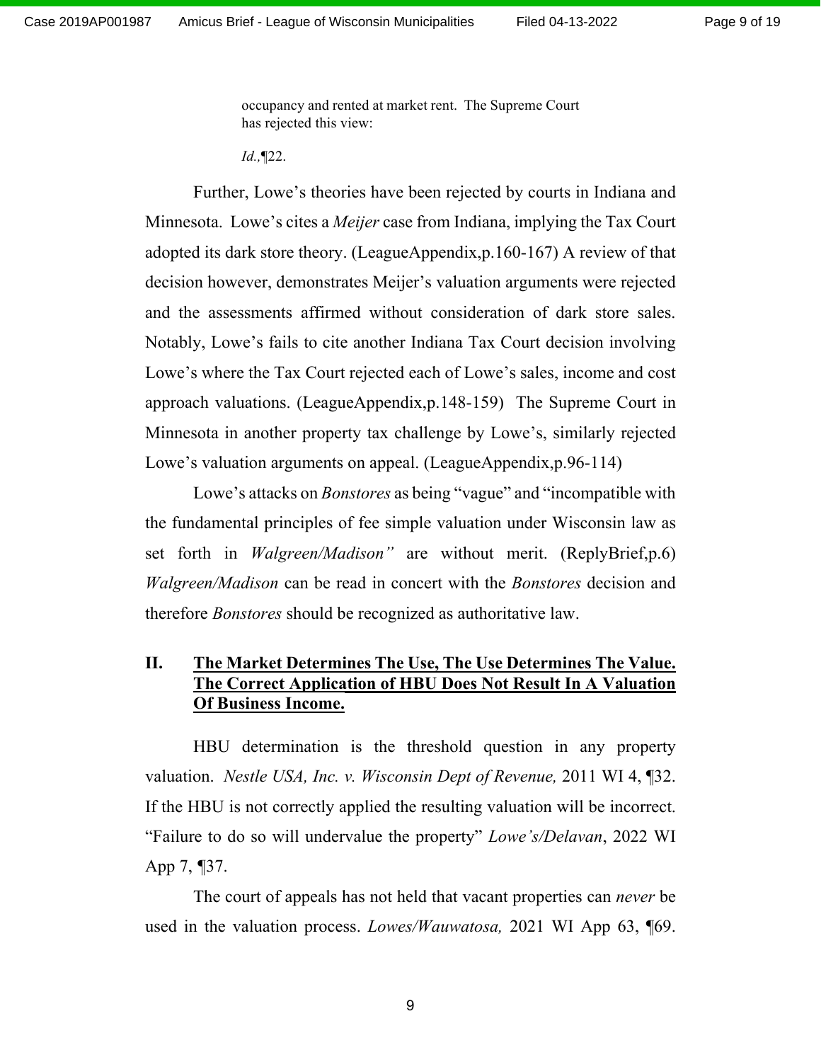> occupancy and rented at market rent. The Supreme Court has rejected this view:
>
> *Id.,*¶22.

Further, Lowe's theories have been rejected by courts in Indiana and Minnesota. Lowe's cites a *Meijer* case from Indiana, implying the Tax Court adopted its dark store theory. (LeagueAppendix,p.160-167) A review of that decision however, demonstrates Meijer's valuation arguments were rejected and the assessments affirmed without consideration of dark store sales. Notably, Lowe's fails to cite another Indiana Tax Court decision involving Lowe's where the Tax Court rejected each of Lowe's sales, income and cost approach valuations. (LeagueAppendix,p.148-159) The Supreme Court in Minnesota in another property tax challenge by Lowe's, similarly rejected Lowe's valuation arguments on appeal. (LeagueAppendix,p.96-114)

Lowe's attacks on *Bonstores* as being "vague" and "incompatible with the fundamental principles of fee simple valuation under Wisconsin law as set forth in *Walgreen/Madison"* are without merit. (ReplyBrief,p.6) *Walgreen/Madison* can be read in concert with the *Bonstores* decision and therefore *Bonstores* should be recognized as authoritative law.

## II. <u>The Market Determines The Use, The Use Determines The Value. The Correct Application of HBU Does Not Result In A Valuation Of Business Income.</u>

HBU determination is the threshold question in any property valuation. *Nestle USA, Inc. v. Wisconsin Dept of Revenue,* 2011 WI 4, ¶32. If the HBU is not correctly applied the resulting valuation will be incorrect. "Failure to do so will undervalue the property" *Lowe's/Delavan*, 2022 WI App 7, ¶37.

The court of appeals has not held that vacant properties can *never* be used in the valuation process. *Lowes/Wauwatosa,* 2021 WI App 63, ¶69.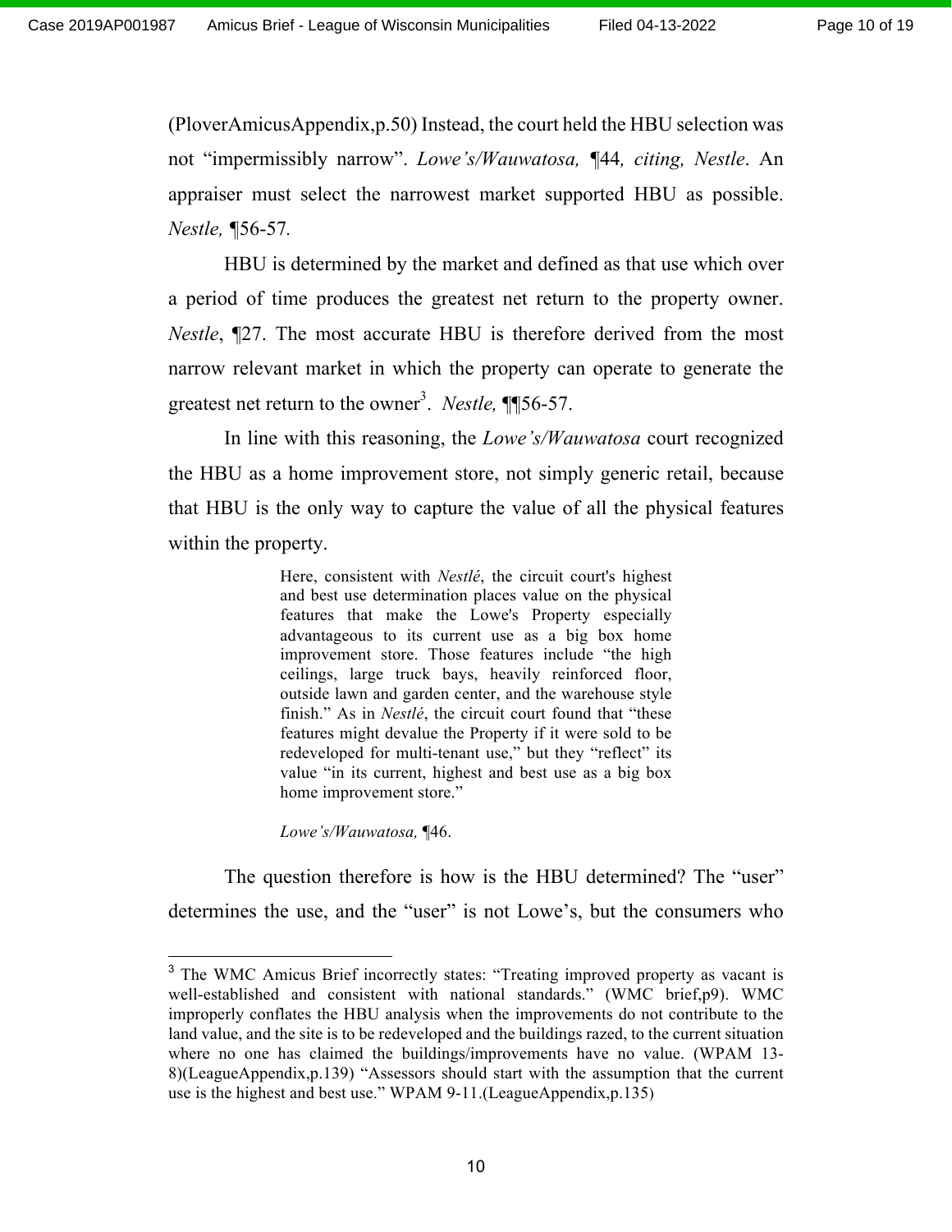(PloverAmicusAppendix,p.50) Instead, the court held the HBU selection was not "impermissibly narrow". *Lowe's/Wauwatosa,* ¶44*, citing, Nestle*. An appraiser must select the narrowest market supported HBU as possible. *Nestle,* ¶56-57*.*

HBU is determined by the market and defined as that use which over a period of time produces the greatest net return to the property owner. *Nestle*, ¶27. The most accurate HBU is therefore derived from the most narrow relevant market in which the property can operate to generate the greatest net return to the owner[3]. *Nestle,* ¶¶56-57.

In line with this reasoning, the *Lowe's/Wauwatosa* court recognized the HBU as a home improvement store, not simply generic retail, because that HBU is the only way to capture the value of all the physical features within the property.

> Here, consistent with *Nestlé*, the circuit court's highest and best use determination places value on the physical features that make the Lowe's Property especially advantageous to its current use as a big box home improvement store. Those features include "the high ceilings, large truck bays, heavily reinforced floor, outside lawn and garden center, and the warehouse style finish." As in *Nestlé*, the circuit court found that "these features might devalue the Property if it were sold to be redeveloped for multi-tenant use," but they "reflect" its value "in its current, highest and best use as a big box home improvement store."
>
> *Lowe's/Wauwatosa,* ¶46.

The question therefore is how is the HBU determined? The "user" determines the use, and the "user" is not Lowe's, but the consumers who

[3] The WMC Amicus Brief incorrectly states: "Treating improved property as vacant is well-established and consistent with national standards." (WMC brief,p9). WMC improperly conflates the HBU analysis when the improvements do not contribute to the land value, and the site is to be redeveloped and the buildings razed, to the current situation where no one has claimed the buildings/improvements have no value. (WPAM 13-8)(LeagueAppendix,p.139) "Assessors should start with the assumption that the current use is the highest and best use." WPAM 9-11.(LeagueAppendix,p.135)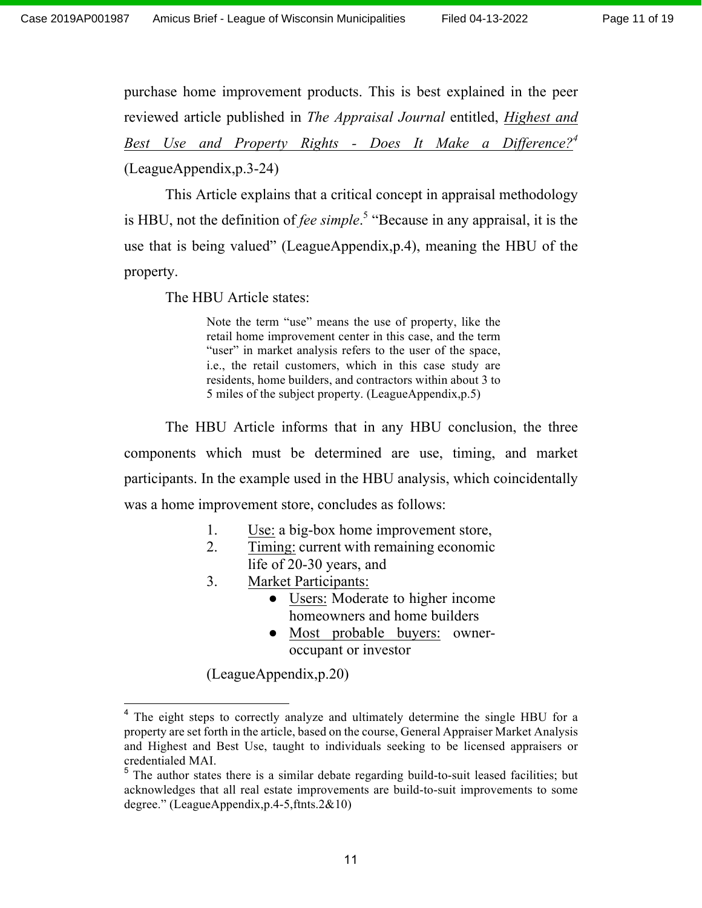purchase home improvement products. This is best explained in the peer reviewed article published in *The Appraisal Journal* entitled, <u>*Highest and Best Use and Property Rights - Does It Make a Difference?*</u>[4] (LeagueAppendix,p.3-24)

This Article explains that a critical concept in appraisal methodology is HBU, not the definition of *fee simple*.[5] "Because in any appraisal, it is the use that is being valued" (LeagueAppendix,p.4), meaning the HBU of the property.

The HBU Article states:

> Note the term "use" means the use of property, like the retail home improvement center in this case, and the term "user" in market analysis refers to the user of the space, i.e., the retail customers, which in this case study are residents, home builders, and contractors within about 3 to 5 miles of the subject property. (LeagueAppendix,p.5)

The HBU Article informs that in any HBU conclusion, the three components which must be determined are use, timing, and market participants. In the example used in the HBU analysis, which coincidentally was a home improvement store, concludes as follows:

1. <u>Use:</u> a big-box home improvement store,
2. <u>Timing:</u> current with remaining economic life of 20-30 years, and
3. <u>Market Participants:</u>
   - <u>Users:</u> Moderate to higher income homeowners and home builders
   - <u>Most probable buyers:</u> owner-occupant or investor

(LeagueAppendix,p.20)

---

[4] The eight steps to correctly analyze and ultimately determine the single HBU for a property are set forth in the article, based on the course, General Appraiser Market Analysis and Highest and Best Use, taught to individuals seeking to be licensed appraisers or credentialed MAI.

[5] The author states there is a similar debate regarding build-to-suit leased facilities; but acknowledges that all real estate improvements are build-to-suit improvements to some degree." (LeagueAppendix,p.4-5,ftnts.2&10)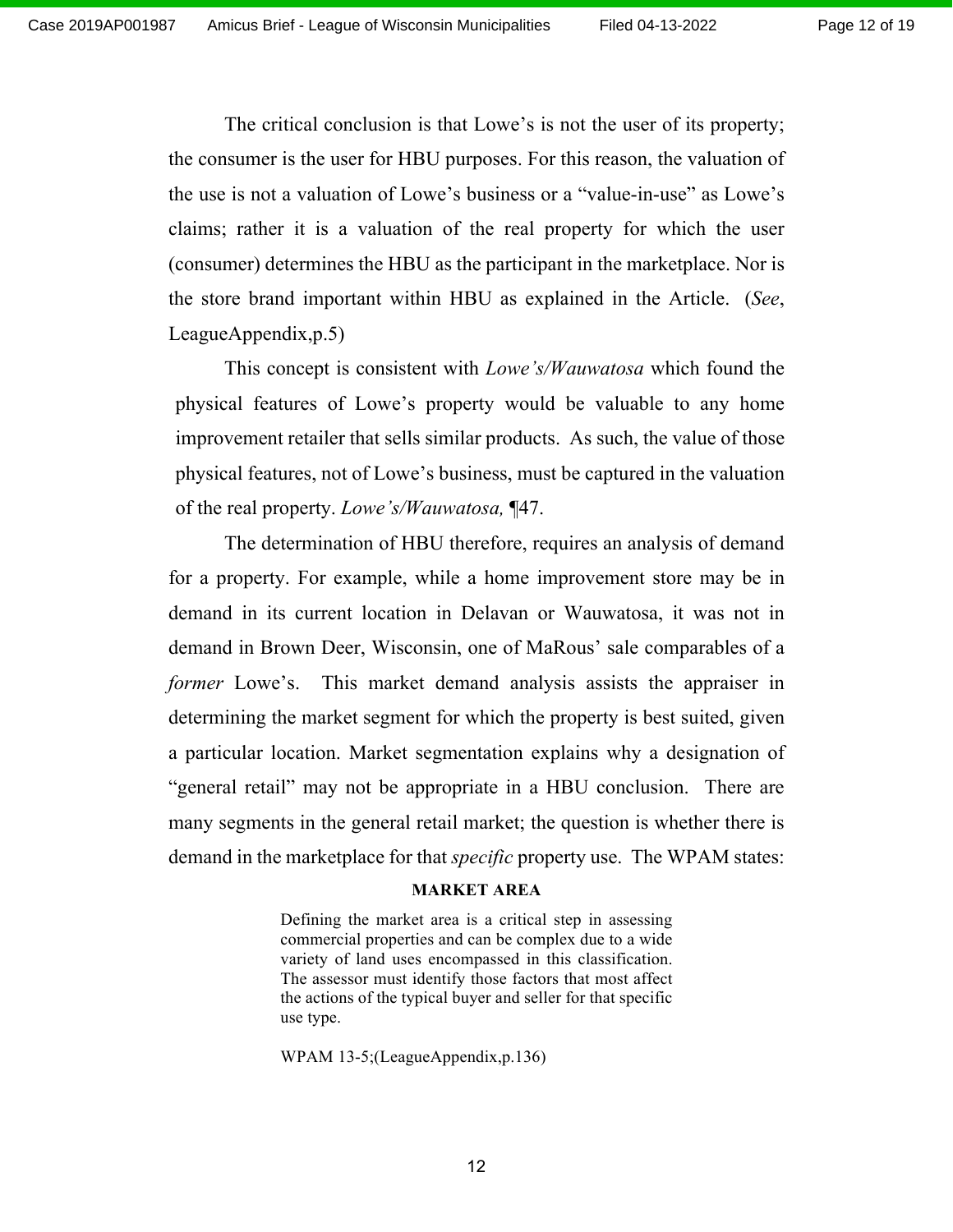The critical conclusion is that Lowe's is not the user of its property; the consumer is the user for HBU purposes. For this reason, the valuation of the use is not a valuation of Lowe's business or a "value-in-use" as Lowe's claims; rather it is a valuation of the real property for which the user (consumer) determines the HBU as the participant in the marketplace. Nor is the store brand important within HBU as explained in the Article. (*See*, LeagueAppendix,p.5)

This concept is consistent with *Lowe's/Wauwatosa* which found the physical features of Lowe's property would be valuable to any home improvement retailer that sells similar products. As such, the value of those physical features, not of Lowe's business, must be captured in the valuation of the real property. *Lowe's/Wauwatosa,* ¶47.

The determination of HBU therefore, requires an analysis of demand for a property. For example, while a home improvement store may be in demand in its current location in Delavan or Wauwatosa, it was not in demand in Brown Deer, Wisconsin, one of MaRous' sale comparables of a *former* Lowe's. This market demand analysis assists the appraiser in determining the market segment for which the property is best suited, given a particular location. Market segmentation explains why a designation of "general retail" may not be appropriate in a HBU conclusion. There are many segments in the general retail market; the question is whether there is demand in the marketplace for that *specific* property use. The WPAM states:

> **MARKET AREA**
>
> Defining the market area is a critical step in assessing commercial properties and can be complex due to a wide variety of land uses encompassed in this classification. The assessor must identify those factors that most affect the actions of the typical buyer and seller for that specific use type.
>
> WPAM 13-5;(LeagueAppendix,p.136)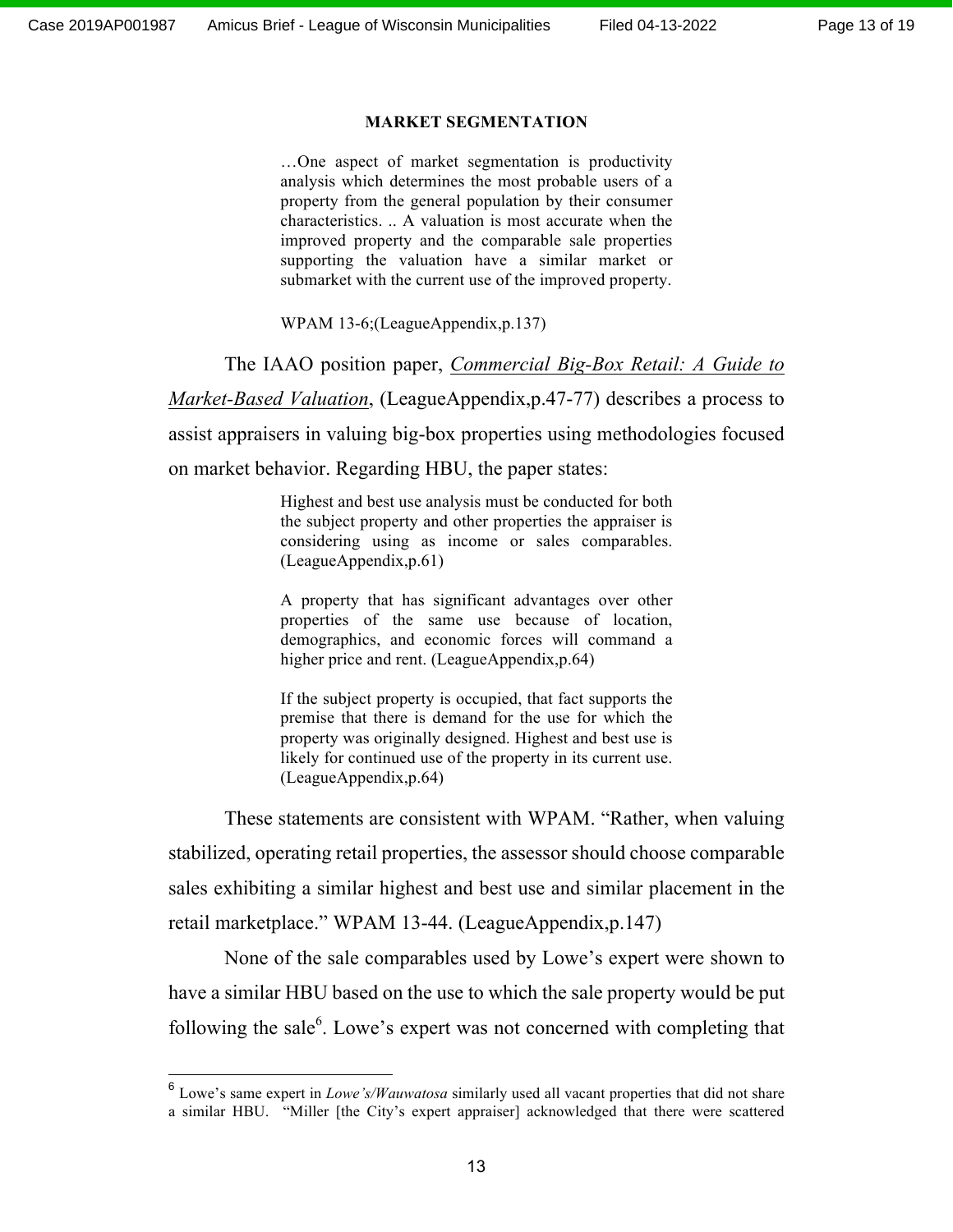**MARKET SEGMENTATION**

> …One aspect of market segmentation is productivity analysis which determines the most probable users of a property from the general population by their consumer characteristics. .. A valuation is most accurate when the improved property and the comparable sale properties supporting the valuation have a similar market or submarket with the current use of the improved property.
>
> WPAM 13-6;(LeagueAppendix,p.137)

The IAAO position paper, *Commercial Big-Box Retail: A Guide to Market-Based Valuation*, (LeagueAppendix,p.47-77) describes a process to assist appraisers in valuing big-box properties using methodologies focused on market behavior. Regarding HBU, the paper states:

> Highest and best use analysis must be conducted for both the subject property and other properties the appraiser is considering using as income or sales comparables. (LeagueAppendix,p.61)
>
> A property that has significant advantages over other properties of the same use because of location, demographics, and economic forces will command a higher price and rent. (LeagueAppendix,p.64)
>
> If the subject property is occupied, that fact supports the premise that there is demand for the use for which the property was originally designed. Highest and best use is likely for continued use of the property in its current use. (LeagueAppendix,p.64)

These statements are consistent with WPAM. "Rather, when valuing stabilized, operating retail properties, the assessor should choose comparable sales exhibiting a similar highest and best use and similar placement in the retail marketplace." WPAM 13-44. (LeagueAppendix,p.147)

None of the sale comparables used by Lowe's expert were shown to have a similar HBU based on the use to which the sale property would be put following the sale[6]. Lowe's expert was not concerned with completing that

[6] Lowe's same expert in *Lowe's/Wauwatosa* similarly used all vacant properties that did not share a similar HBU. "Miller [the City's expert appraiser] acknowledged that there were scattered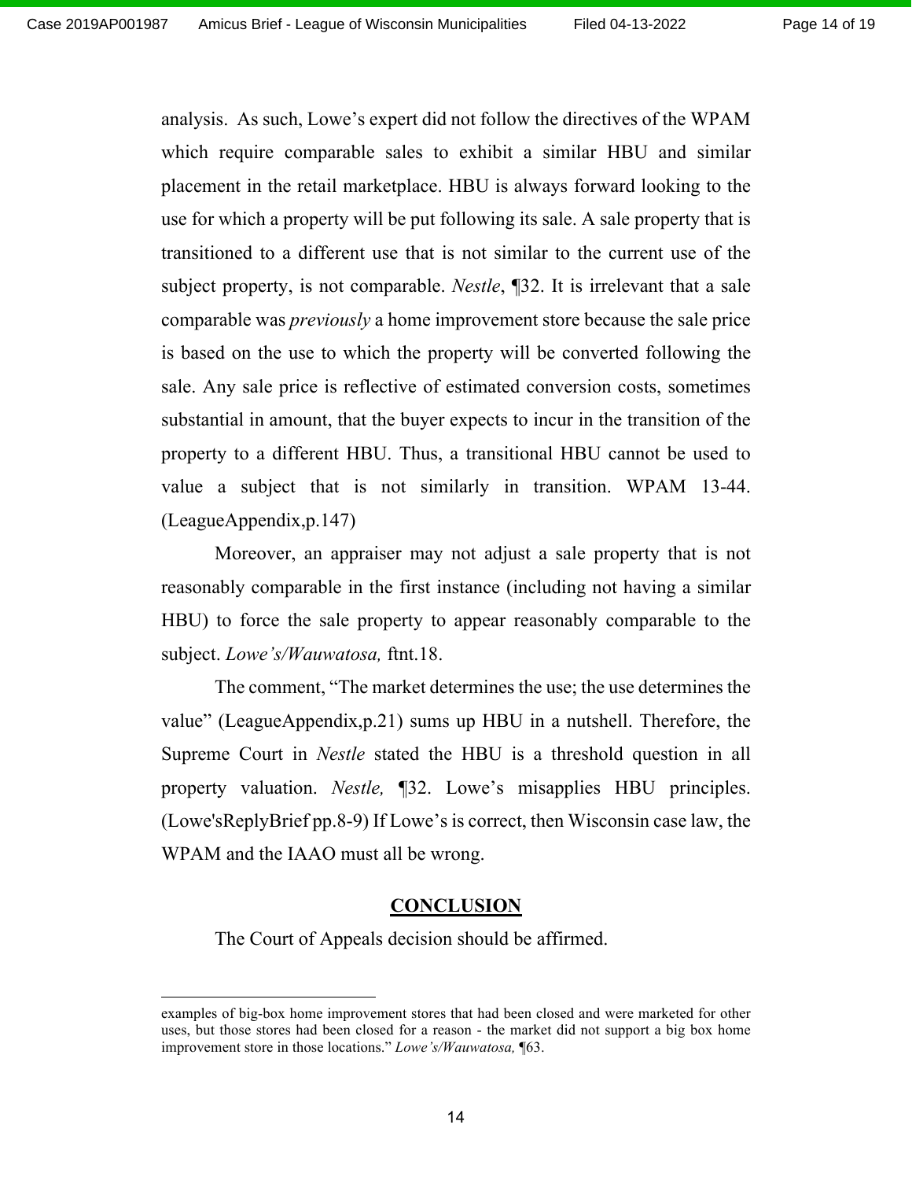analysis. As such, Lowe's expert did not follow the directives of the WPAM which require comparable sales to exhibit a similar HBU and similar placement in the retail marketplace. HBU is always forward looking to the use for which a property will be put following its sale. A sale property that is transitioned to a different use that is not similar to the current use of the subject property, is not comparable. *Nestle*, ¶32. It is irrelevant that a sale comparable was *previously* a home improvement store because the sale price is based on the use to which the property will be converted following the sale. Any sale price is reflective of estimated conversion costs, sometimes substantial in amount, that the buyer expects to incur in the transition of the property to a different HBU. Thus, a transitional HBU cannot be used to value a subject that is not similarly in transition. WPAM 13-44. (LeagueAppendix,p.147)

Moreover, an appraiser may not adjust a sale property that is not reasonably comparable in the first instance (including not having a similar HBU) to force the sale property to appear reasonably comparable to the subject. *Lowe's/Wauwatosa,* ftnt.18.

The comment, "The market determines the use; the use determines the value" (LeagueAppendix,p.21) sums up HBU in a nutshell. Therefore, the Supreme Court in *Nestle* stated the HBU is a threshold question in all property valuation. *Nestle,* ¶32. Lowe's misapplies HBU principles. (Lowe'sReplyBrief pp.8-9) If Lowe's is correct, then Wisconsin case law, the WPAM and the IAAO must all be wrong.

## CONCLUSION

The Court of Appeals decision should be affirmed.

---

examples of big-box home improvement stores that had been closed and were marketed for other uses, but those stores had been closed for a reason - the market did not support a big box home improvement store in those locations." *Lowe's/Wauwatosa,* ¶63.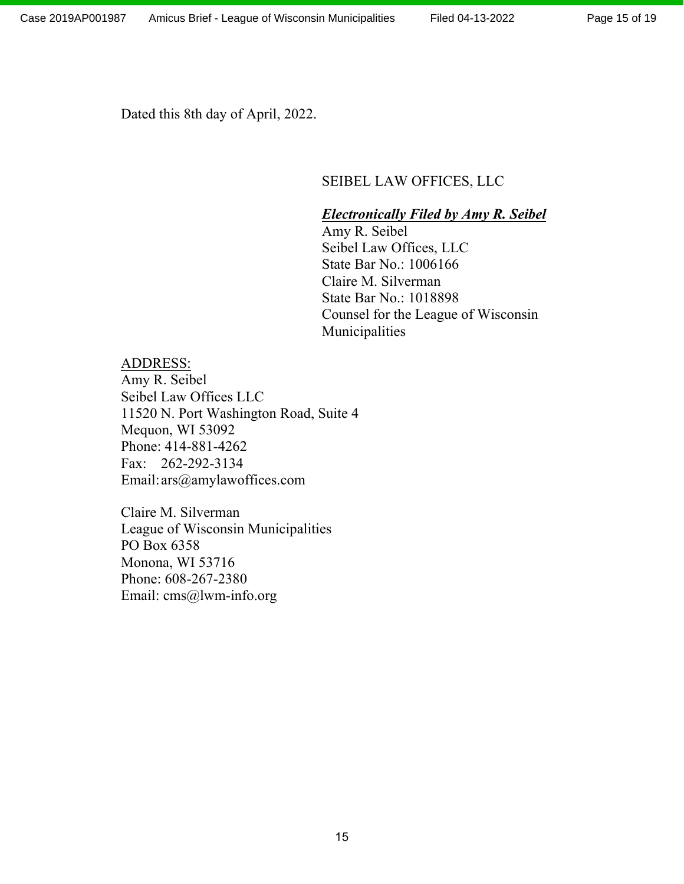Dated this 8th day of April, 2022.

SEIBEL LAW OFFICES, LLC

***Electronically Filed by Amy R. Seibel***  
Amy R. Seibel  
Seibel Law Offices, LLC  
State Bar No.: 1006166  
Claire M. Silverman  
State Bar No.: 1018898  
Counsel for the League of Wisconsin Municipalities

ADDRESS:  
Amy R. Seibel  
Seibel Law Offices LLC  
11520 N. Port Washington Road, Suite 4  
Mequon, WI 53092  
Phone: 414-881-4262  
Fax: 262-292-3134  
Email: ars@amylawoffices.com

Claire M. Silverman  
League of Wisconsin Municipalities  
PO Box 6358  
Monona, WI 53716  
Phone: 608-267-2380  
Email: cms@lwm-info.org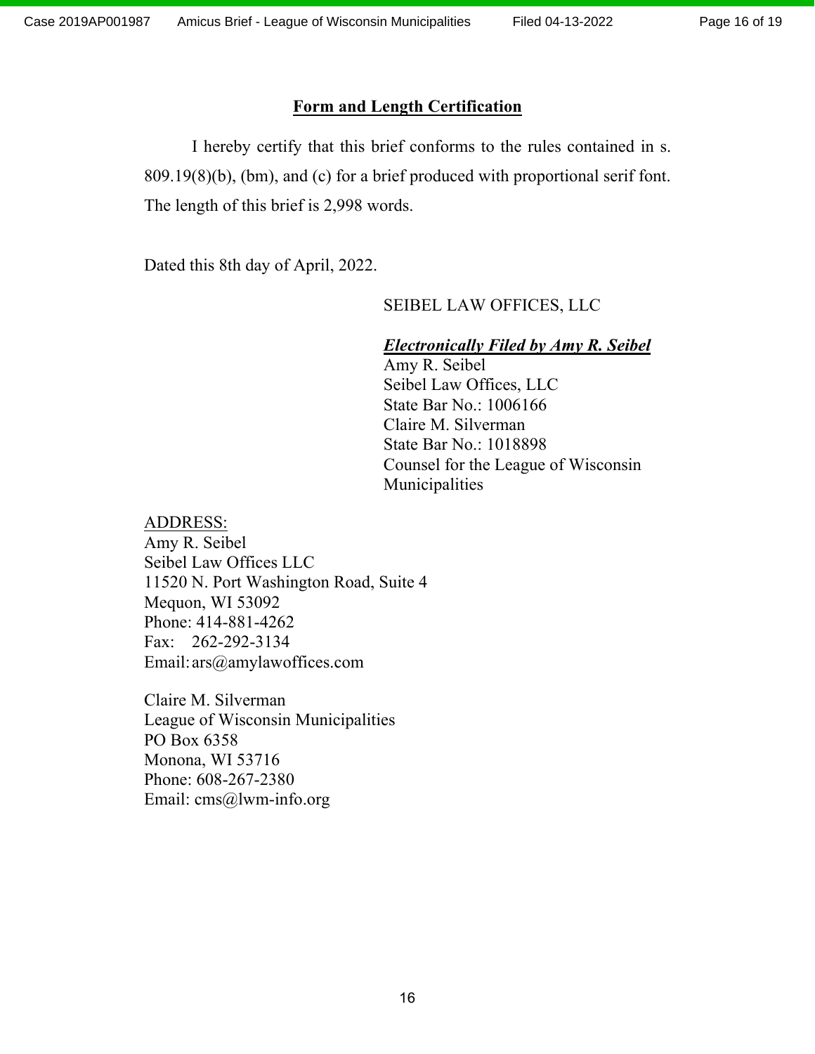## **Form and Length Certification**

I hereby certify that this brief conforms to the rules contained in s. 809.19(8)(b), (bm), and (c) for a brief produced with proportional serif font. The length of this brief is 2,998 words.

Dated this 8th day of April, 2022.

SEIBEL LAW OFFICES, LLC

***Electronically Filed by Amy R. Seibel***
Amy R. Seibel
Seibel Law Offices, LLC
State Bar No.: 1006166
Claire M. Silverman
State Bar No.: 1018898
Counsel for the League of Wisconsin Municipalities

ADDRESS:
Amy R. Seibel
Seibel Law Offices LLC
11520 N. Port Washington Road, Suite 4
Mequon, WI 53092
Phone: 414-881-4262
Fax: 262-292-3134
Email: ars@amylawoffices.com

Claire M. Silverman
League of Wisconsin Municipalities
PO Box 6358
Monona, WI 53716
Phone: 608-267-2380
Email: cms@lwm-info.org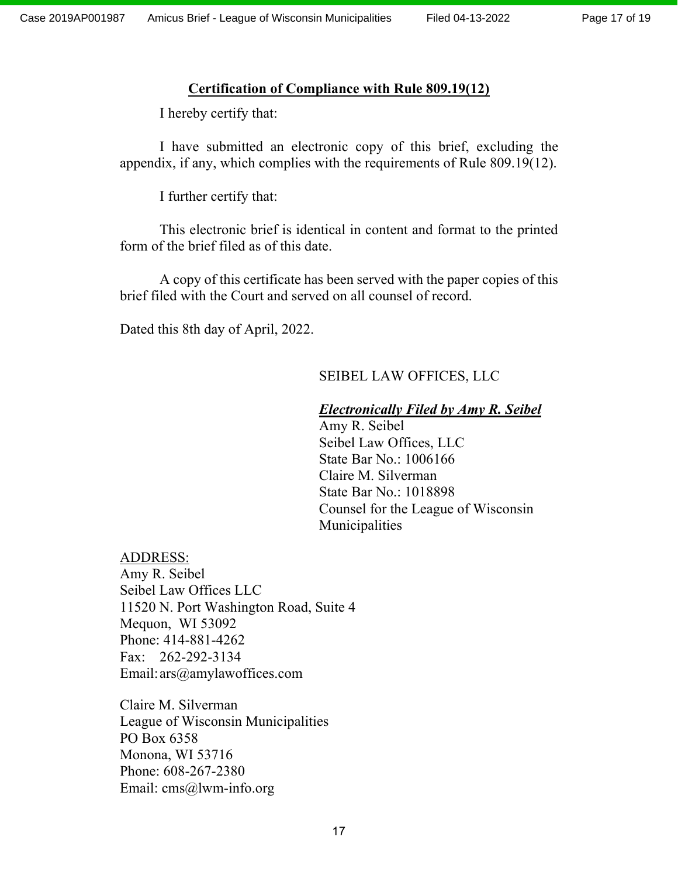## Certification of Compliance with Rule 809.19(12)

I hereby certify that:

I have submitted an electronic copy of this brief, excluding the appendix, if any, which complies with the requirements of Rule 809.19(12).

I further certify that:

This electronic brief is identical in content and format to the printed form of the brief filed as of this date.

A copy of this certificate has been served with the paper copies of this brief filed with the Court and served on all counsel of record.

Dated this 8th day of April, 2022.

SEIBEL LAW OFFICES, LLC

***Electronically Filed by Amy R. Seibel***
Amy R. Seibel
Seibel Law Offices, LLC
State Bar No.: 1006166
Claire M. Silverman
State Bar No.: 1018898
Counsel for the League of Wisconsin Municipalities

ADDRESS:
Amy R. Seibel
Seibel Law Offices LLC
11520 N. Port Washington Road, Suite 4
Mequon, WI 53092
Phone: 414-881-4262
Fax: 262-292-3134
Email: ars@amylawoffices.com

Claire M. Silverman
League of Wisconsin Municipalities
PO Box 6358
Monona, WI 53716
Phone: 608-267-2380
Email: cms@lwm-info.org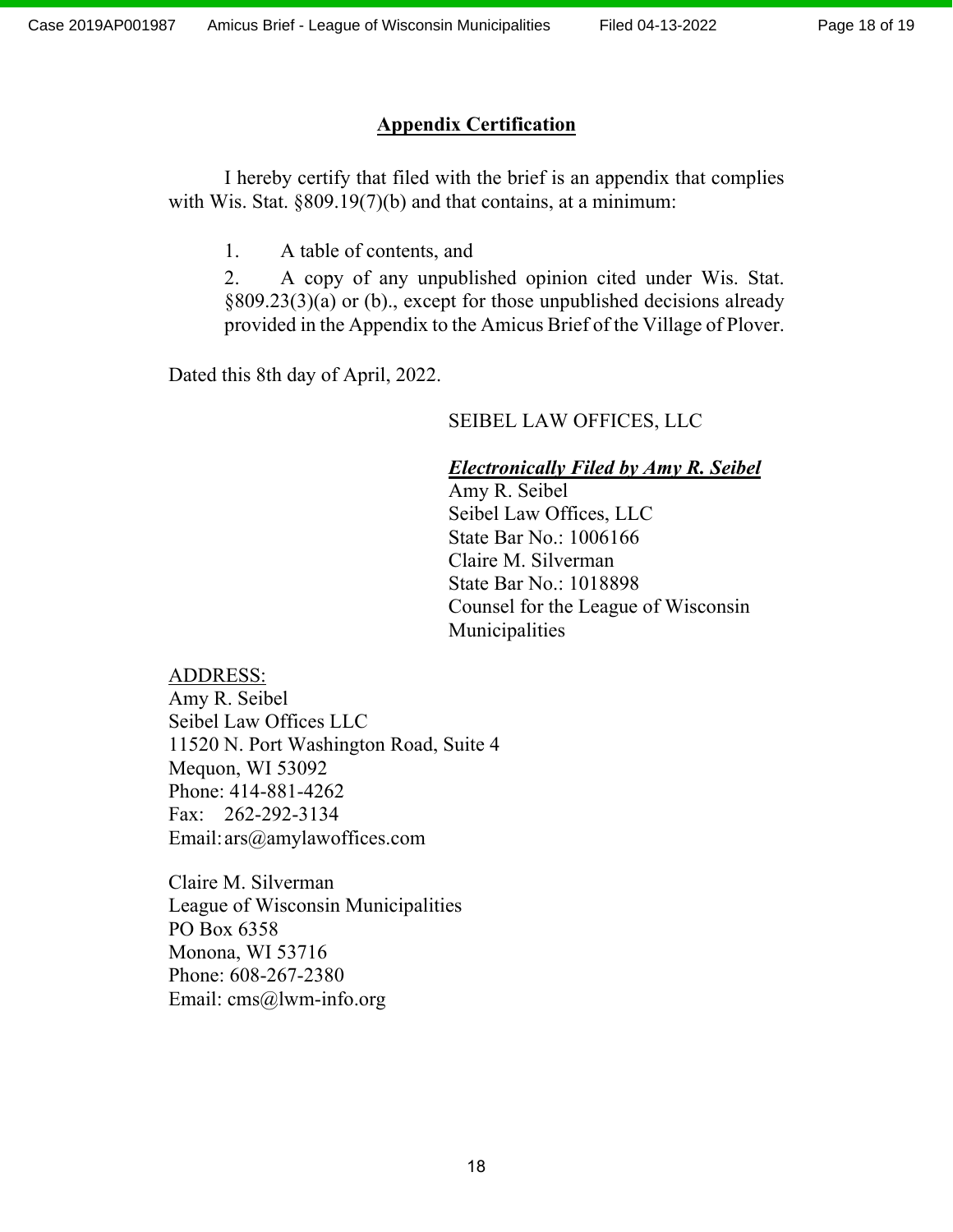## **Appendix Certification**

I hereby certify that filed with the brief is an appendix that complies with Wis. Stat. §809.19(7)(b) and that contains, at a minimum:

1. A table of contents, and
2. A copy of any unpublished opinion cited under Wis. Stat. §809.23(3)(a) or (b)., except for those unpublished decisions already provided in the Appendix to the Amicus Brief of the Village of Plover.

Dated this 8th day of April, 2022.

SEIBEL LAW OFFICES, LLC

***Electronically Filed by Amy R. Seibel***
Amy R. Seibel
Seibel Law Offices, LLC
State Bar No.: 1006166
Claire M. Silverman
State Bar No.: 1018898
Counsel for the League of Wisconsin Municipalities

ADDRESS:
Amy R. Seibel
Seibel Law Offices LLC
11520 N. Port Washington Road, Suite 4
Mequon, WI 53092
Phone: 414-881-4262
Fax: 262-292-3134
Email: ars@amylawoffices.com

Claire M. Silverman
League of Wisconsin Municipalities
PO Box 6358
Monona, WI 53716
Phone: 608-267-2380
Email: cms@lwm-info.org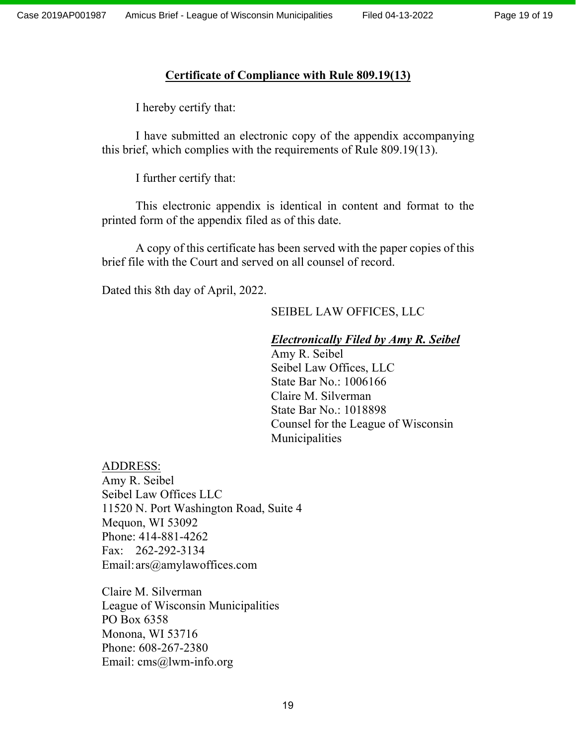## **Certificate of Compliance with Rule 809.19(13)**

I hereby certify that:

I have submitted an electronic copy of the appendix accompanying this brief, which complies with the requirements of Rule 809.19(13).

I further certify that:

This electronic appendix is identical in content and format to the printed form of the appendix filed as of this date.

A copy of this certificate has been served with the paper copies of this brief file with the Court and served on all counsel of record.

Dated this 8th day of April, 2022.

SEIBEL LAW OFFICES, LLC

***Electronically Filed by Amy R. Seibel***
Amy R. Seibel
Seibel Law Offices, LLC
State Bar No.: 1006166
Claire M. Silverman
State Bar No.: 1018898
Counsel for the League of Wisconsin Municipalities

ADDRESS:
Amy R. Seibel
Seibel Law Offices LLC
11520 N. Port Washington Road, Suite 4
Mequon, WI 53092
Phone: 414-881-4262
Fax: 262-292-3134
Email: ars@amylawoffices.com

Claire M. Silverman
League of Wisconsin Municipalities
PO Box 6358
Monona, WI 53716
Phone: 608-267-2380
Email: cms@lwm-info.org